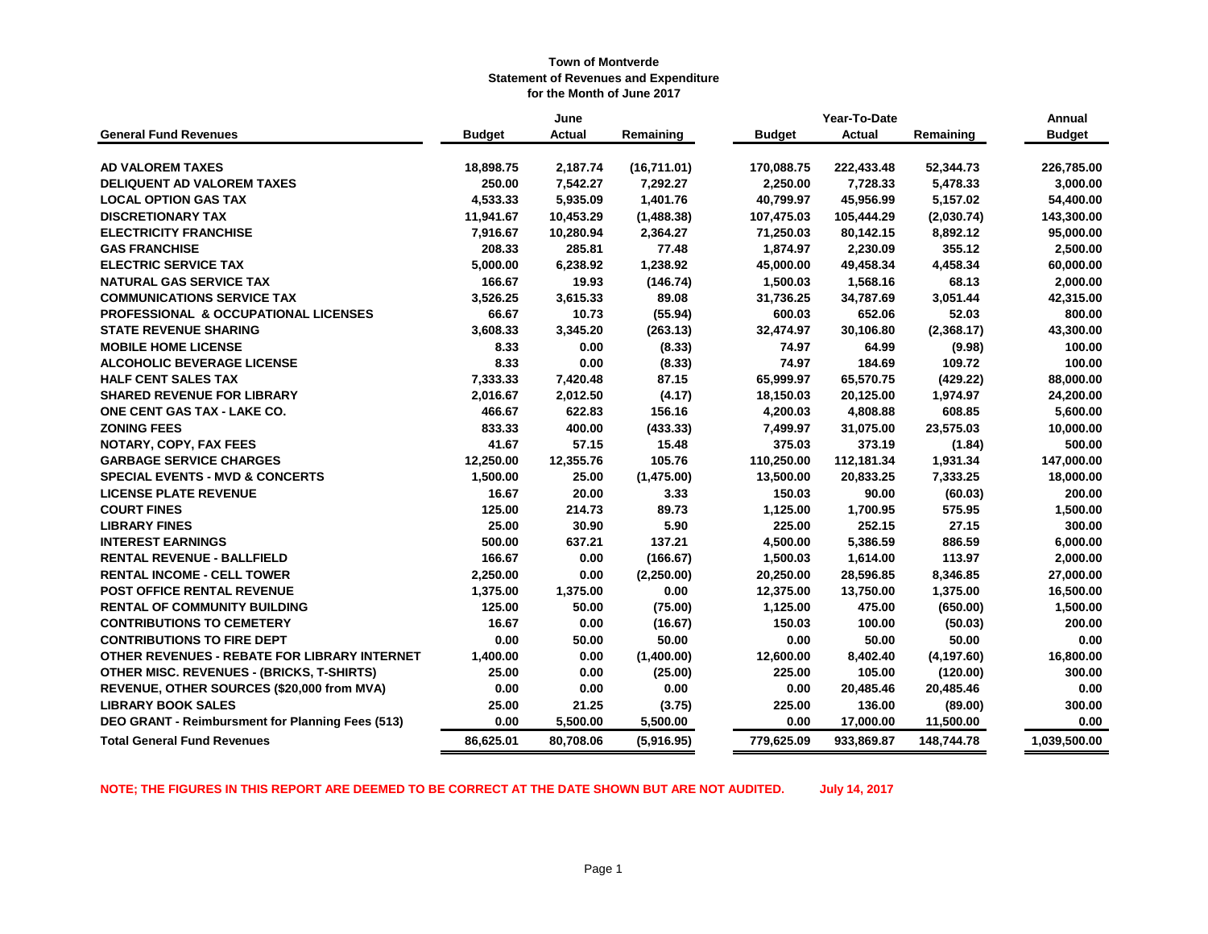**Town of Montverde**
**Statement of Revenues and Expenditure**
**for the Month of June 2017**

| General Fund Revenues | June | | | Year-To-Date | | | Annual |
|---|---|---|---|---|---|---|---|
| | Budget | Actual | Remaining | Budget | Actual | Remaining | Budget |
| AD VALOREM TAXES | 18,898.75 | 2,187.74 | (16,711.01) | 170,088.75 | 222,433.48 | 52,344.73 | 226,785.00 |
| DELIQUENT AD VALOREM TAXES | 250.00 | 7,542.27 | 7,292.27 | 2,250.00 | 7,728.33 | 5,478.33 | 3,000.00 |
| LOCAL OPTION GAS TAX | 4,533.33 | 5,935.09 | 1,401.76 | 40,799.97 | 45,956.99 | 5,157.02 | 54,400.00 |
| DISCRETIONARY TAX | 11,941.67 | 10,453.29 | (1,488.38) | 107,475.03 | 105,444.29 | (2,030.74) | 143,300.00 |
| ELECTRICITY FRANCHISE | 7,916.67 | 10,280.94 | 2,364.27 | 71,250.03 | 80,142.15 | 8,892.12 | 95,000.00 |
| GAS FRANCHISE | 208.33 | 285.81 | 77.48 | 1,874.97 | 2,230.09 | 355.12 | 2,500.00 |
| ELECTRIC SERVICE TAX | 5,000.00 | 6,238.92 | 1,238.92 | 45,000.00 | 49,458.34 | 4,458.34 | 60,000.00 |
| NATURAL GAS SERVICE TAX | 166.67 | 19.93 | (146.74) | 1,500.03 | 1,568.16 | 68.13 | 2,000.00 |
| COMMUNICATIONS SERVICE TAX | 3,526.25 | 3,615.33 | 89.08 | 31,736.25 | 34,787.69 | 3,051.44 | 42,315.00 |
| PROFESSIONAL & OCCUPATIONAL LICENSES | 66.67 | 10.73 | (55.94) | 600.03 | 652.06 | 52.03 | 800.00 |
| STATE REVENUE SHARING | 3,608.33 | 3,345.20 | (263.13) | 32,474.97 | 30,106.80 | (2,368.17) | 43,300.00 |
| MOBILE HOME LICENSE | 8.33 | 0.00 | (8.33) | 74.97 | 64.99 | (9.98) | 100.00 |
| ALCOHOLIC BEVERAGE LICENSE | 8.33 | 0.00 | (8.33) | 74.97 | 184.69 | 109.72 | 100.00 |
| HALF CENT SALES TAX | 7,333.33 | 7,420.48 | 87.15 | 65,999.97 | 65,570.75 | (429.22) | 88,000.00 |
| SHARED REVENUE FOR LIBRARY | 2,016.67 | 2,012.50 | (4.17) | 18,150.03 | 20,125.00 | 1,974.97 | 24,200.00 |
| ONE CENT GAS TAX - LAKE CO. | 466.67 | 622.83 | 156.16 | 4,200.03 | 4,808.88 | 608.85 | 5,600.00 |
| ZONING FEES | 833.33 | 400.00 | (433.33) | 7,499.97 | 31,075.00 | 23,575.03 | 10,000.00 |
| NOTARY, COPY, FAX FEES | 41.67 | 57.15 | 15.48 | 375.03 | 373.19 | (1.84) | 500.00 |
| GARBAGE SERVICE CHARGES | 12,250.00 | 12,355.76 | 105.76 | 110,250.00 | 112,181.34 | 1,931.34 | 147,000.00 |
| SPECIAL EVENTS - MVD & CONCERTS | 1,500.00 | 25.00 | (1,475.00) | 13,500.00 | 20,833.25 | 7,333.25 | 18,000.00 |
| LICENSE PLATE REVENUE | 16.67 | 20.00 | 3.33 | 150.03 | 90.00 | (60.03) | 200.00 |
| COURT FINES | 125.00 | 214.73 | 89.73 | 1,125.00 | 1,700.95 | 575.95 | 1,500.00 |
| LIBRARY FINES | 25.00 | 30.90 | 5.90 | 225.00 | 252.15 | 27.15 | 300.00 |
| INTEREST EARNINGS | 500.00 | 637.21 | 137.21 | 4,500.00 | 5,386.59 | 886.59 | 6,000.00 |
| RENTAL REVENUE - BALLFIELD | 166.67 | 0.00 | (166.67) | 1,500.03 | 1,614.00 | 113.97 | 2,000.00 |
| RENTAL INCOME - CELL TOWER | 2,250.00 | 0.00 | (2,250.00) | 20,250.00 | 28,596.85 | 8,346.85 | 27,000.00 |
| POST OFFICE RENTAL REVENUE | 1,375.00 | 1,375.00 | 0.00 | 12,375.00 | 13,750.00 | 1,375.00 | 16,500.00 |
| RENTAL OF COMMUNITY BUILDING | 125.00 | 50.00 | (75.00) | 1,125.00 | 475.00 | (650.00) | 1,500.00 |
| CONTRIBUTIONS TO CEMETERY | 16.67 | 0.00 | (16.67) | 150.03 | 100.00 | (50.03) | 200.00 |
| CONTRIBUTIONS TO FIRE DEPT | 0.00 | 50.00 | 50.00 | 0.00 | 50.00 | 50.00 | 0.00 |
| OTHER REVENUES - REBATE FOR LIBRARY INTERNET | 1,400.00 | 0.00 | (1,400.00) | 12,600.00 | 8,402.40 | (4,197.60) | 16,800.00 |
| OTHER MISC. REVENUES - (BRICKS, T-SHIRTS) | 25.00 | 0.00 | (25.00) | 225.00 | 105.00 | (120.00) | 300.00 |
| REVENUE, OTHER SOURCES ($20,000 from MVA) | 0.00 | 0.00 | 0.00 | 0.00 | 20,485.46 | 20,485.46 | 0.00 |
| LIBRARY BOOK SALES | 25.00 | 21.25 | (3.75) | 225.00 | 136.00 | (89.00) | 300.00 |
| DEO GRANT - Reimbursment for Planning Fees (513) | 0.00 | 5,500.00 | 5,500.00 | 0.00 | 17,000.00 | 11,500.00 | 0.00 |
| **Total General Fund Revenues** | **86,625.01** | **80,708.06** | **(5,916.95)** | **779,625.09** | **933,869.87** | **148,744.78** | **1,039,500.00** |

**NOTE; THE FIGURES IN THIS REPORT ARE DEEMED TO BE CORRECT AT THE DATE SHOWN BUT ARE NOT AUDITED.** **July 14, 2017**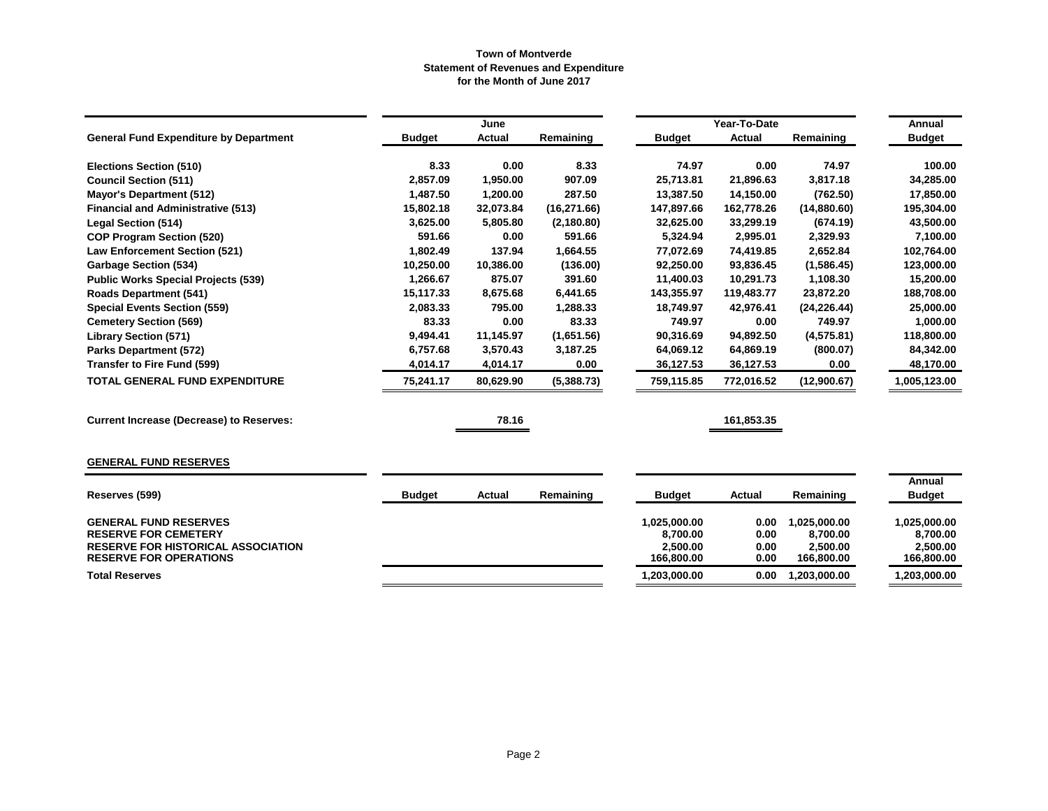**Town of Montverde**
**Statement of Revenues and Expenditure**
**for the Month of June 2017**

| General Fund Expenditure by Department | June | | | Year-To-Date | | | Annual |
|---|---|---|---|---|---|---|---|
| | Budget | Actual | Remaining | Budget | Actual | Remaining | Budget |
| Elections Section (510) | 8.33 | 0.00 | 8.33 | 74.97 | 0.00 | 74.97 | 100.00 |
| Council Section (511) | 2,857.09 | 1,950.00 | 907.09 | 25,713.81 | 21,896.63 | 3,817.18 | 34,285.00 |
| Mayor's Department (512) | 1,487.50 | 1,200.00 | 287.50 | 13,387.50 | 14,150.00 | (762.50) | 17,850.00 |
| Financial and Administrative (513) | 15,802.18 | 32,073.84 | (16,271.66) | 147,897.66 | 162,778.26 | (14,880.60) | 195,304.00 |
| Legal Section (514) | 3,625.00 | 5,805.80 | (2,180.80) | 32,625.00 | 33,299.19 | (674.19) | 43,500.00 |
| COP Program Section (520) | 591.66 | 0.00 | 591.66 | 5,324.94 | 2,995.01 | 2,329.93 | 7,100.00 |
| Law Enforcement Section (521) | 1,802.49 | 137.94 | 1,664.55 | 77,072.69 | 74,419.85 | 2,652.84 | 102,764.00 |
| Garbage Section (534) | 10,250.00 | 10,386.00 | (136.00) | 92,250.00 | 93,836.45 | (1,586.45) | 123,000.00 |
| Public Works Special Projects (539) | 1,266.67 | 875.07 | 391.60 | 11,400.03 | 10,291.73 | 1,108.30 | 15,200.00 |
| Roads Department (541) | 15,117.33 | 8,675.68 | 6,441.65 | 143,355.97 | 119,483.77 | 23,872.20 | 188,708.00 |
| Special Events Section (559) | 2,083.33 | 795.00 | 1,288.33 | 18,749.97 | 42,976.41 | (24,226.44) | 25,000.00 |
| Cemetery Section (569) | 83.33 | 0.00 | 83.33 | 749.97 | 0.00 | 749.97 | 1,000.00 |
| Library Section (571) | 9,494.41 | 11,145.97 | (1,651.56) | 90,316.69 | 94,892.50 | (4,575.81) | 118,800.00 |
| Parks Department (572) | 6,757.68 | 3,570.43 | 3,187.25 | 64,069.12 | 64,869.19 | (800.07) | 84,342.00 |
| Transfer to Fire Fund (599) | 4,014.17 | 4,014.17 | 0.00 | 36,127.53 | 36,127.53 | 0.00 | 48,170.00 |
| **TOTAL GENERAL FUND EXPENDITURE** | **75,241.17** | **80,629.90** | **(5,388.73)** | **759,115.85** | **772,016.52** | **(12,900.67)** | **1,005,123.00** |
| | | | | | | | |
| **Current Increase (Decrease) to Reserves:** | | **78.16** | | | **161,853.35** | | |

**GENERAL FUND RESERVES**

| Reserves (599) | Budget | Actual | Remaining | Budget | Actual | Remaining | Annual Budget |
|---|---|---|---|---|---|---|---|
| GENERAL FUND RESERVES | | | | 1,025,000.00 | 0.00 | 1,025,000.00 | 1,025,000.00 |
| RESERVE FOR CEMETERY | | | | 8,700.00 | 0.00 | 8,700.00 | 8,700.00 |
| RESERVE FOR HISTORICAL ASSOCIATION | | | | 2,500.00 | 0.00 | 2,500.00 | 2,500.00 |
| RESERVE FOR OPERATIONS | | | | 166,800.00 | 0.00 | 166,800.00 | 166,800.00 |
| **Total Reserves** | | | | **1,203,000.00** | **0.00** | **1,203,000.00** | **1,203,000.00** |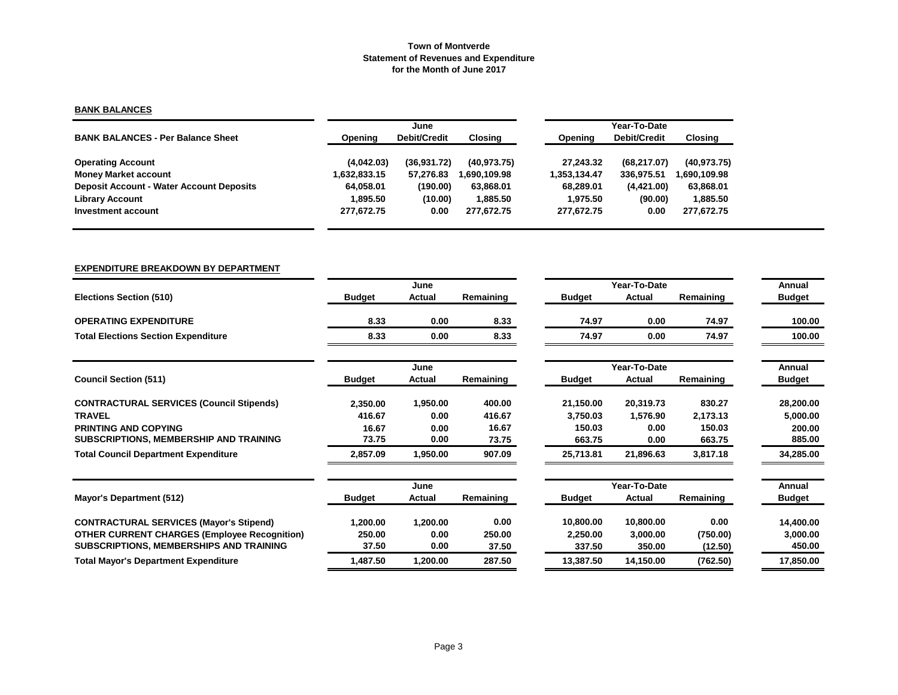# Town of Montverde
## Statement of Revenues and Expenditure
### for the Month of June 2017

**BANK BALANCES**

| BANK BALANCES - Per Balance Sheet | June Opening | June Debit/Credit | June Closing | Year-To-Date Opening | Year-To-Date Debit/Credit | Year-To-Date Closing |
|---|---|---|---|---|---|---|
| Operating Account | (4,042.03) | (36,931.72) | (40,973.75) | 27,243.32 | (68,217.07) | (40,973.75) |
| Money Market account | 1,632,833.15 | 57,276.83 | 1,690,109.98 | 1,353,134.47 | 336,975.51 | 1,690,109.98 |
| Deposit Account - Water Account Deposits | 64,058.01 | (190.00) | 63,868.01 | 68,289.01 | (4,421.00) | 63,868.01 |
| Library Account | 1,895.50 | (10.00) | 1,885.50 | 1,975.50 | (90.00) | 1,885.50 |
| Investment account | 277,672.75 | 0.00 | 277,672.75 | 277,672.75 | 0.00 | 277,672.75 |

**EXPENDITURE BREAKDOWN BY DEPARTMENT**

| Elections Section (510) | June Budget | June Actual | June Remaining | Year-To-Date Budget | Year-To-Date Actual | Year-To-Date Remaining | Annual Budget |
|---|---|---|---|---|---|---|---|
| OPERATING EXPENDITURE | 8.33 | 0.00 | 8.33 | 74.97 | 0.00 | 74.97 | 100.00 |
| Total Elections Section Expenditure | 8.33 | 0.00 | 8.33 | 74.97 | 0.00 | 74.97 | 100.00 |

| Council Section (511) | June Budget | June Actual | June Remaining | Year-To-Date Budget | Year-To-Date Actual | Year-To-Date Remaining | Annual Budget |
|---|---|---|---|---|---|---|---|
| CONTRACTURAL SERVICES (Council Stipends) | 2,350.00 | 1,950.00 | 400.00 | 21,150.00 | 20,319.73 | 830.27 | 28,200.00 |
| TRAVEL | 416.67 | 0.00 | 416.67 | 3,750.03 | 1,576.90 | 2,173.13 | 5,000.00 |
| PRINTING AND COPYING | 16.67 | 0.00 | 16.67 | 150.03 | 0.00 | 150.03 | 200.00 |
| SUBSCRIPTIONS, MEMBERSHIP AND TRAINING | 73.75 | 0.00 | 73.75 | 663.75 | 0.00 | 663.75 | 885.00 |
| Total Council Department Expenditure | 2,857.09 | 1,950.00 | 907.09 | 25,713.81 | 21,896.63 | 3,817.18 | 34,285.00 |

| Mayor's Department (512) | June Budget | June Actual | June Remaining | Year-To-Date Budget | Year-To-Date Actual | Year-To-Date Remaining | Annual Budget |
|---|---|---|---|---|---|---|---|
| CONTRACTURAL SERVICES (Mayor's Stipend) | 1,200.00 | 1,200.00 | 0.00 | 10,800.00 | 10,800.00 | 0.00 | 14,400.00 |
| OTHER CURRENT CHARGES (Employee Recognition) | 250.00 | 0.00 | 250.00 | 2,250.00 | 3,000.00 | (750.00) | 3,000.00 |
| SUBSCRIPTIONS, MEMBERSHIPS AND TRAINING | 37.50 | 0.00 | 37.50 | 337.50 | 350.00 | (12.50) | 450.00 |
| Total Mayor's Department Expenditure | 1,487.50 | 1,200.00 | 287.50 | 13,387.50 | 14,150.00 | (762.50) | 17,850.00 |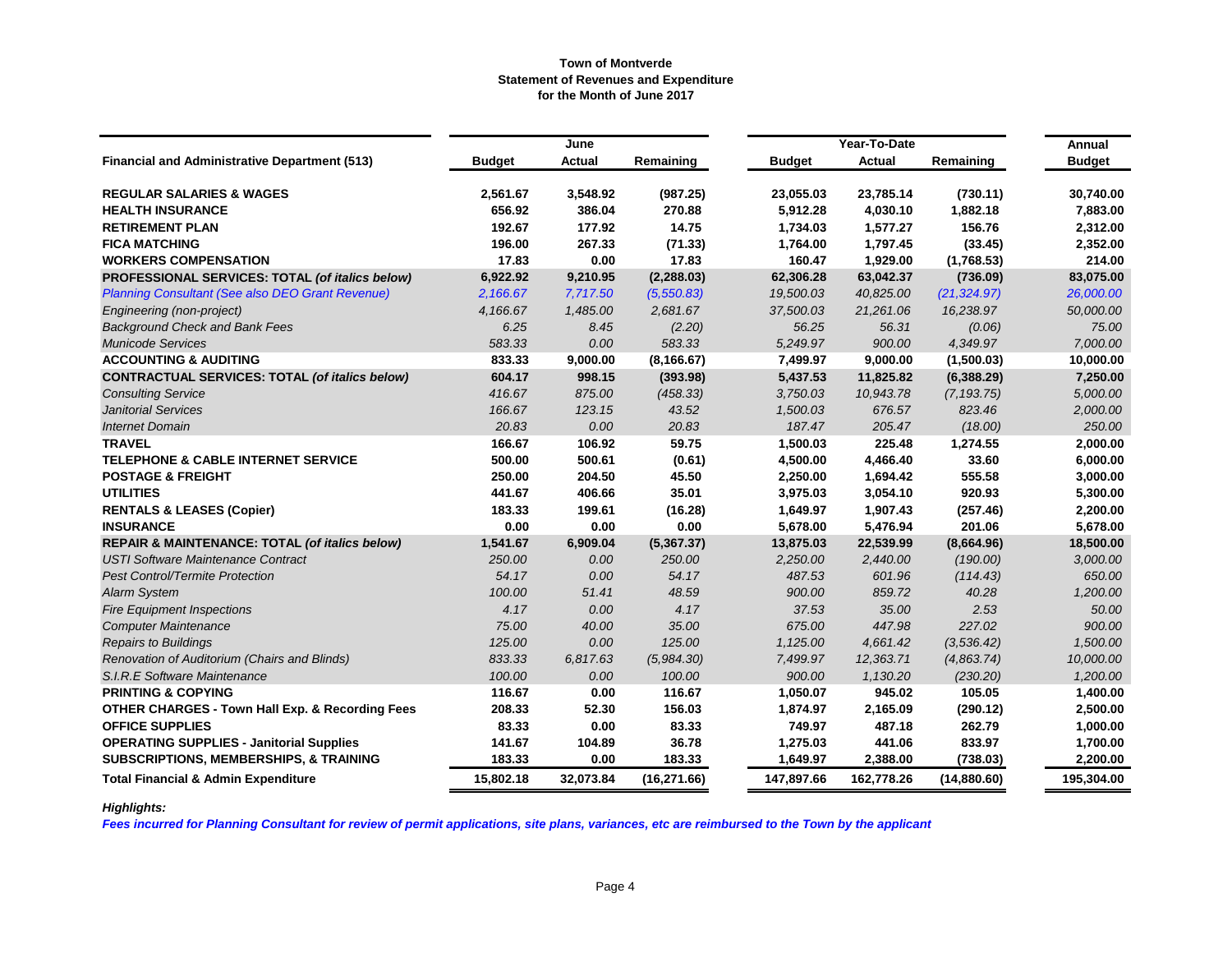**Town of Montverde**
**Statement of Revenues and Expenditure**
**for the Month of June 2017**

| Financial and Administrative Department (513) | June | | | Year-To-Date | | | Annual |
|---|---|---|---|---|---|---|---|
| | Budget | Actual | Remaining | Budget | Actual | Remaining | Budget |
| **REGULAR SALARIES & WAGES** | **2,561.67** | **3,548.92** | **(987.25)** | **23,055.03** | **23,785.14** | **(730.11)** | **30,740.00** |
| **HEALTH INSURANCE** | **656.92** | **386.04** | **270.88** | **5,912.28** | **4,030.10** | **1,882.18** | **7,883.00** |
| **RETIREMENT PLAN** | **192.67** | **177.92** | **14.75** | **1,734.03** | **1,577.27** | **156.76** | **2,312.00** |
| **FICA MATCHING** | **196.00** | **267.33** | **(71.33)** | **1,764.00** | **1,797.45** | **(33.45)** | **2,352.00** |
| **WORKERS COMPENSATION** | **17.83** | **0.00** | **17.83** | **160.47** | **1,929.00** | **(1,768.53)** | **214.00** |
| **PROFESSIONAL SERVICES: TOTAL *(of italics below)*** | **6,922.92** | **9,210.95** | **(2,288.03)** | **62,306.28** | **63,042.37** | **(736.09)** | **83,075.00** |
| *Planning Consultant (See also DEO Grant Revenue)* | *2,166.67* | *7,717.50* | *(5,550.83)* | *19,500.03* | *40,825.00* | *(21,324.97)* | *26,000.00* |
| *Engineering (non-project)* | *4,166.67* | *1,485.00* | *2,681.67* | *37,500.03* | *21,261.06* | *16,238.97* | *50,000.00* |
| *Background Check and Bank Fees* | *6.25* | *8.45* | *(2.20)* | *56.25* | *56.31* | *(0.06)* | *75.00* |
| *Municode Services* | *583.33* | *0.00* | *583.33* | *5,249.97* | *900.00* | *4,349.97* | *7,000.00* |
| **ACCOUNTING & AUDITING** | **833.33** | **9,000.00** | **(8,166.67)** | **7,499.97** | **9,000.00** | **(1,500.03)** | **10,000.00** |
| **CONTRACTUAL SERVICES: TOTAL *(of italics below)*** | **604.17** | **998.15** | **(393.98)** | **5,437.53** | **11,825.82** | **(6,388.29)** | **7,250.00** |
| *Consulting Service* | *416.67* | *875.00* | *(458.33)* | *3,750.03* | *10,943.78* | *(7,193.75)* | *5,000.00* |
| *Janitorial Services* | *166.67* | *123.15* | *43.52* | *1,500.03* | *676.57* | *823.46* | *2,000.00* |
| *Internet Domain* | *20.83* | *0.00* | *20.83* | *187.47* | *205.47* | *(18.00)* | *250.00* |
| **TRAVEL** | **166.67** | **106.92** | **59.75** | **1,500.03** | **225.48** | **1,274.55** | **2,000.00** |
| **TELEPHONE & CABLE INTERNET SERVICE** | **500.00** | **500.61** | **(0.61)** | **4,500.00** | **4,466.40** | **33.60** | **6,000.00** |
| **POSTAGE & FREIGHT** | **250.00** | **204.50** | **45.50** | **2,250.00** | **1,694.42** | **555.58** | **3,000.00** |
| **UTILITIES** | **441.67** | **406.66** | **35.01** | **3,975.03** | **3,054.10** | **920.93** | **5,300.00** |
| **RENTALS & LEASES (Copier)** | **183.33** | **199.61** | **(16.28)** | **1,649.97** | **1,907.43** | **(257.46)** | **2,200.00** |
| **INSURANCE** | **0.00** | **0.00** | **0.00** | **5,678.00** | **5,476.94** | **201.06** | **5,678.00** |
| **REPAIR & MAINTENANCE: TOTAL *(of italics below)*** | **1,541.67** | **6,909.04** | **(5,367.37)** | **13,875.03** | **22,539.99** | **(8,664.96)** | **18,500.00** |
| *USTI Software Maintenance Contract* | *250.00* | *0.00* | *250.00* | *2,250.00* | *2,440.00* | *(190.00)* | *3,000.00* |
| *Pest Control/Termite Protection* | *54.17* | *0.00* | *54.17* | *487.53* | *601.96* | *(114.43)* | *650.00* |
| *Alarm System* | *100.00* | *51.41* | *48.59* | *900.00* | *859.72* | *40.28* | *1,200.00* |
| *Fire Equipment Inspections* | *4.17* | *0.00* | *4.17* | *37.53* | *35.00* | *2.53* | *50.00* |
| *Computer Maintenance* | *75.00* | *40.00* | *35.00* | *675.00* | *447.98* | *227.02* | *900.00* |
| *Repairs to Buildings* | *125.00* | *0.00* | *125.00* | *1,125.00* | *4,661.42* | *(3,536.42)* | *1,500.00* |
| *Renovation of Auditorium (Chairs and Blinds)* | *833.33* | *6,817.63* | *(5,984.30)* | *7,499.97* | *12,363.71* | *(4,863.74)* | *10,000.00* |
| *S.I.R.E Software Maintenance* | *100.00* | *0.00* | *100.00* | *900.00* | *1,130.20* | *(230.20)* | *1,200.00* |
| **PRINTING & COPYING** | **116.67** | **0.00** | **116.67** | **1,050.07** | **945.02** | **105.05** | **1,400.00** |
| **OTHER CHARGES - Town Hall Exp. & Recording Fees** | **208.33** | **52.30** | **156.03** | **1,874.97** | **2,165.09** | **(290.12)** | **2,500.00** |
| **OFFICE SUPPLIES** | **83.33** | **0.00** | **83.33** | **749.97** | **487.18** | **262.79** | **1,000.00** |
| **OPERATING SUPPLIES - Janitorial Supplies** | **141.67** | **104.89** | **36.78** | **1,275.03** | **441.06** | **833.97** | **1,700.00** |
| **SUBSCRIPTIONS, MEMBERSHIPS, & TRAINING** | **183.33** | **0.00** | **183.33** | **1,649.97** | **2,388.00** | **(738.03)** | **2,200.00** |
| **Total Financial & Admin Expenditure** | **15,802.18** | **32,073.84** | **(16,271.66)** | **147,897.66** | **162,778.26** | **(14,880.60)** | **195,304.00** |

***Highlights:***

***Fees incurred for Planning Consultant for review of permit applications, site plans, variances, etc are reimbursed to the Town by the applicant***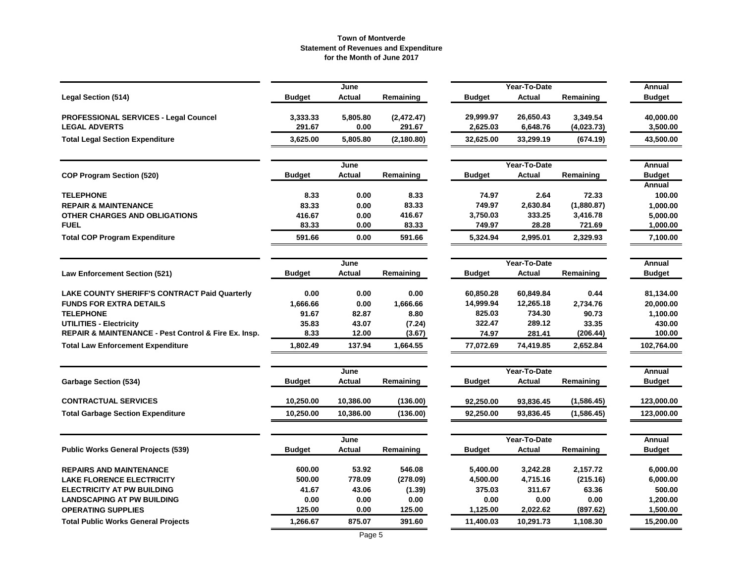# Town of Montverde
## Statement of Revenues and Expenditure
### for the Month of June 2017

| Legal Section (514) | June Budget | June Actual | June Remaining | Year-To-Date Budget | Year-To-Date Actual | Year-To-Date Remaining | Annual Budget |
|---|---|---|---|---|---|---|---|
| **PROFESSIONAL SERVICES - Legal Councel** | 3,333.33 | 5,805.80 | (2,472.47) | 29,999.97 | 26,650.43 | 3,349.54 | 40,000.00 |
| **LEGAL ADVERTS** | 291.67 | 0.00 | 291.67 | 2,625.03 | 6,648.76 | (4,023.73) | 3,500.00 |
| **Total Legal Section Expenditure** | 3,625.00 | 5,805.80 | (2,180.80) | 32,625.00 | 33,299.19 | (674.19) | 43,500.00 |

| COP Program Section (520) | June Budget | June Actual | June Remaining | Year-To-Date Budget | Year-To-Date Actual | Year-To-Date Remaining | Annual Budget |
|---|---|---|---|---|---|---|---|
| **TELEPHONE** | 8.33 | 0.00 | 8.33 | 74.97 | 2.64 | 72.33 | 100.00 |
| **REPAIR & MAINTENANCE** | 83.33 | 0.00 | 83.33 | 749.97 | 2,630.84 | (1,880.87) | 1,000.00 |
| **OTHER CHARGES AND OBLIGATIONS** | 416.67 | 0.00 | 416.67 | 3,750.03 | 333.25 | 3,416.78 | 5,000.00 |
| **FUEL** | 83.33 | 0.00 | 83.33 | 749.97 | 28.28 | 721.69 | 1,000.00 |
| **Total COP Program Expenditure** | 591.66 | 0.00 | 591.66 | 5,324.94 | 2,995.01 | 2,329.93 | 7,100.00 |

| Law Enforcement Section (521) | June Budget | June Actual | June Remaining | Year-To-Date Budget | Year-To-Date Actual | Year-To-Date Remaining | Annual Budget |
|---|---|---|---|---|---|---|---|
| **LAKE COUNTY SHERIFF'S CONTRACT Paid Quarterly** | 0.00 | 0.00 | 0.00 | 60,850.28 | 60,849.84 | 0.44 | 81,134.00 |
| **FUNDS FOR EXTRA DETAILS** | 1,666.66 | 0.00 | 1,666.66 | 14,999.94 | 12,265.18 | 2,734.76 | 20,000.00 |
| **TELEPHONE** | 91.67 | 82.87 | 8.80 | 825.03 | 734.30 | 90.73 | 1,100.00 |
| **UTILITIES - Electricity** | 35.83 | 43.07 | (7.24) | 322.47 | 289.12 | 33.35 | 430.00 |
| **REPAIR & MAINTENANCE - Pest Control & Fire Ex. Insp.** | 8.33 | 12.00 | (3.67) | 74.97 | 281.41 | (206.44) | 100.00 |
| **Total Law Enforcement Expenditure** | 1,802.49 | 137.94 | 1,664.55 | 77,072.69 | 74,419.85 | 2,652.84 | 102,764.00 |

| Garbage Section (534) | June Budget | June Actual | June Remaining | Year-To-Date Budget | Year-To-Date Actual | Year-To-Date Remaining | Annual Budget |
|---|---|---|---|---|---|---|---|
| **CONTRACTUAL SERVICES** | 10,250.00 | 10,386.00 | (136.00) | 92,250.00 | 93,836.45 | (1,586.45) | 123,000.00 |
| **Total Garbage Section Expenditure** | 10,250.00 | 10,386.00 | (136.00) | 92,250.00 | 93,836.45 | (1,586.45) | 123,000.00 |

| Public Works General Projects (539) | June Budget | June Actual | June Remaining | Year-To-Date Budget | Year-To-Date Actual | Year-To-Date Remaining | Annual Budget |
|---|---|---|---|---|---|---|---|
| **REPAIRS AND MAINTENANCE** | 600.00 | 53.92 | 546.08 | 5,400.00 | 3,242.28 | 2,157.72 | 6,000.00 |
| **LAKE FLORENCE ELECTRICITY** | 500.00 | 778.09 | (278.09) | 4,500.00 | 4,715.16 | (215.16) | 6,000.00 |
| **ELECTRICITY AT PW BUILDING** | 41.67 | 43.06 | (1.39) | 375.03 | 311.67 | 63.36 | 500.00 |
| **LANDSCAPING AT PW BUILDING** | 0.00 | 0.00 | 0.00 | 0.00 | 0.00 | 0.00 | 1,200.00 |
| **OPERATING SUPPLIES** | 125.00 | 0.00 | 125.00 | 1,125.00 | 2,022.62 | (897.62) | 1,500.00 |
| **Total Public Works General Projects** | 1,266.67 | 875.07 | 391.60 | 11,400.03 | 10,291.73 | 1,108.30 | 15,200.00 |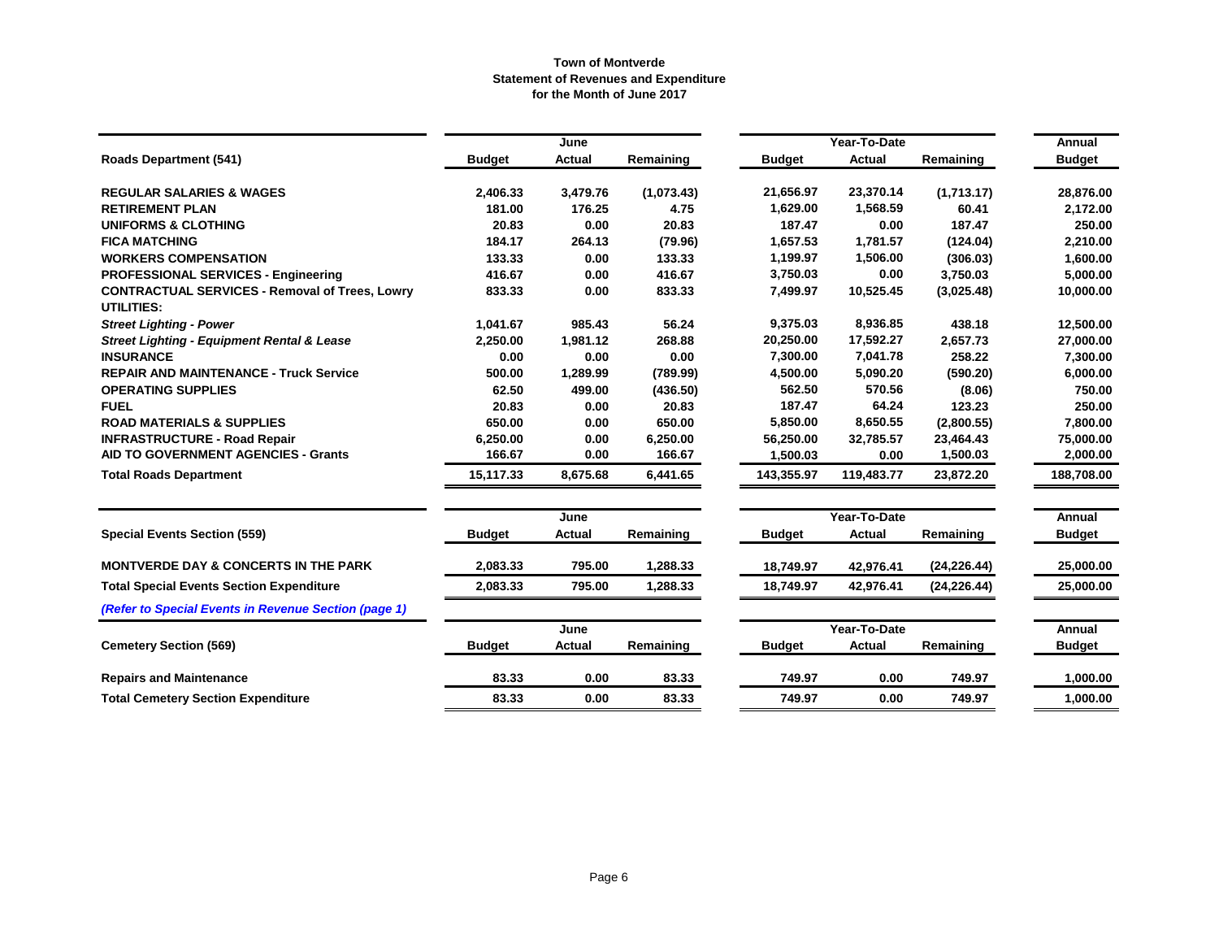**Town of Montverde**
**Statement of Revenues and Expenditure**
**for the Month of June 2017**

| Roads Department (541) | June Budget | June Actual | June Remaining | Year-To-Date Budget | Year-To-Date Actual | Year-To-Date Remaining | Annual Budget |
|---|---|---|---|---|---|---|---|
| **REGULAR SALARIES & WAGES** | 2,406.33 | 3,479.76 | (1,073.43) | 21,656.97 | 23,370.14 | (1,713.17) | 28,876.00 |
| **RETIREMENT PLAN** | 181.00 | 176.25 | 4.75 | 1,629.00 | 1,568.59 | 60.41 | 2,172.00 |
| **UNIFORMS & CLOTHING** | 20.83 | 0.00 | 20.83 | 187.47 | 0.00 | 187.47 | 250.00 |
| **FICA MATCHING** | 184.17 | 264.13 | (79.96) | 1,657.53 | 1,781.57 | (124.04) | 2,210.00 |
| **WORKERS COMPENSATION** | 133.33 | 0.00 | 133.33 | 1,199.97 | 1,506.00 | (306.03) | 1,600.00 |
| **PROFESSIONAL SERVICES - Engineering** | 416.67 | 0.00 | 416.67 | 3,750.03 | 0.00 | 3,750.03 | 5,000.00 |
| **CONTRACTUAL SERVICES - Removal of Trees, Lowry** | 833.33 | 0.00 | 833.33 | 7,499.97 | 10,525.45 | (3,025.48) | 10,000.00 |
| **UTILITIES:** | | | | | | | |
| ***Street Lighting - Power*** | 1,041.67 | 985.43 | 56.24 | 9,375.03 | 8,936.85 | 438.18 | 12,500.00 |
| ***Street Lighting - Equipment Rental & Lease*** | 2,250.00 | 1,981.12 | 268.88 | 20,250.00 | 17,592.27 | 2,657.73 | 27,000.00 |
| **INSURANCE** | 0.00 | 0.00 | 0.00 | 7,300.00 | 7,041.78 | 258.22 | 7,300.00 |
| **REPAIR AND MAINTENANCE - Truck Service** | 500.00 | 1,289.99 | (789.99) | 4,500.00 | 5,090.20 | (590.20) | 6,000.00 |
| **OPERATING SUPPLIES** | 62.50 | 499.00 | (436.50) | 562.50 | 570.56 | (8.06) | 750.00 |
| **FUEL** | 20.83 | 0.00 | 20.83 | 187.47 | 64.24 | 123.23 | 250.00 |
| **ROAD MATERIALS & SUPPLIES** | 650.00 | 0.00 | 650.00 | 5,850.00 | 8,650.55 | (2,800.55) | 7,800.00 |
| **INFRASTRUCTURE - Road Repair** | 6,250.00 | 0.00 | 6,250.00 | 56,250.00 | 32,785.57 | 23,464.43 | 75,000.00 |
| **AID TO GOVERNMENT AGENCIES - Grants** | 166.67 | 0.00 | 166.67 | 1,500.03 | 0.00 | 1,500.03 | 2,000.00 |
| **Total Roads Department** | 15,117.33 | 8,675.68 | 6,441.65 | 143,355.97 | 119,483.77 | 23,872.20 | 188,708.00 |

| Special Events Section (559) | June Budget | June Actual | June Remaining | Year-To-Date Budget | Year-To-Date Actual | Year-To-Date Remaining | Annual Budget |
|---|---|---|---|---|---|---|---|
| **MONTVERDE DAY & CONCERTS IN THE PARK** | 2,083.33 | 795.00 | 1,288.33 | 18,749.97 | 42,976.41 | (24,226.44) | 25,000.00 |
| **Total Special Events Section Expenditure** | 2,083.33 | 795.00 | 1,288.33 | 18,749.97 | 42,976.41 | (24,226.44) | 25,000.00 |

***(Refer to Special Events in Revenue Section (page 1)***

| Cemetery Section (569) | June Budget | June Actual | June Remaining | Year-To-Date Budget | Year-To-Date Actual | Year-To-Date Remaining | Annual Budget |
|---|---|---|---|---|---|---|---|
| **Repairs and Maintenance** | 83.33 | 0.00 | 83.33 | 749.97 | 0.00 | 749.97 | 1,000.00 |
| **Total Cemetery Section Expenditure** | 83.33 | 0.00 | 83.33 | 749.97 | 0.00 | 749.97 | 1,000.00 |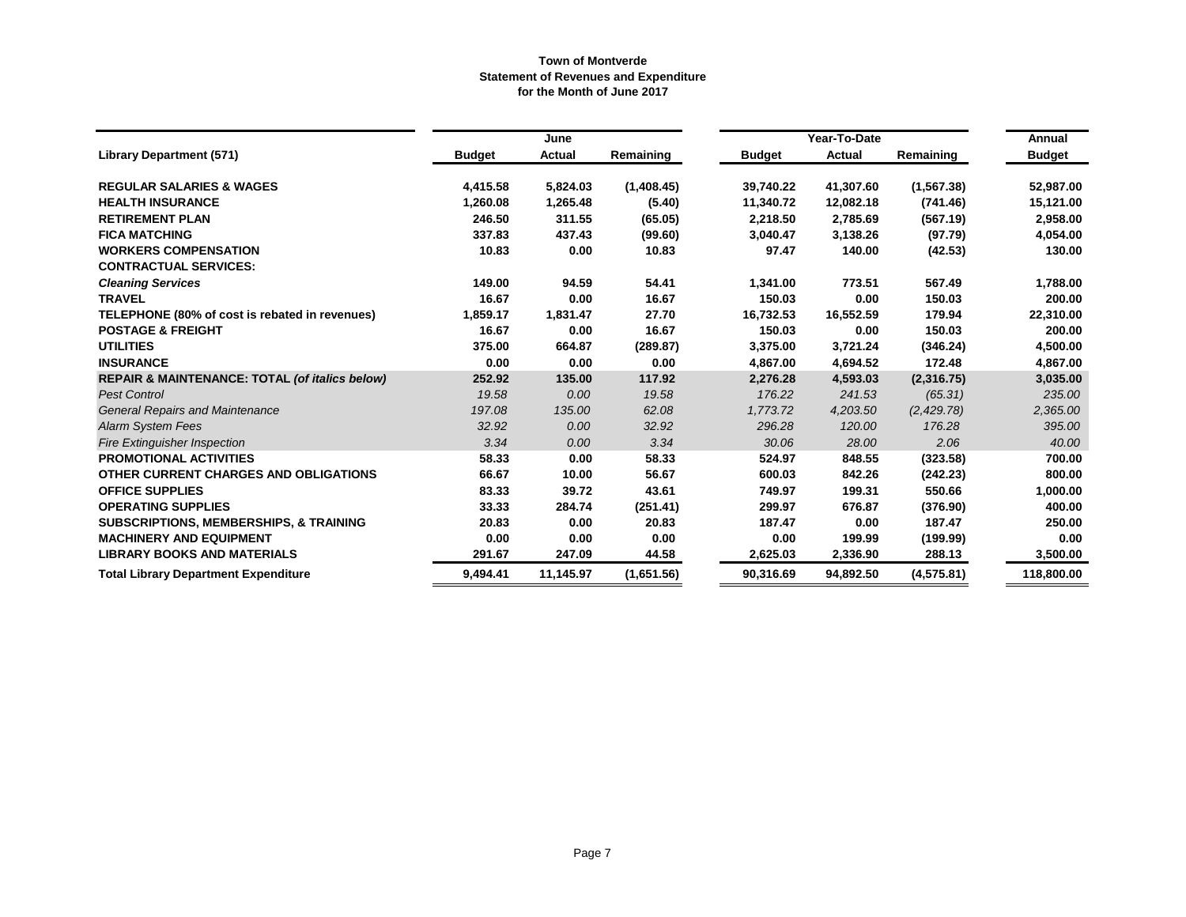**Town of Montverde**
**Statement of Revenues and Expenditure**
**for the Month of June 2017**

| | June | | | Year-To-Date | | | Annual |
|---|---|---|---|---|---|---|---|
| **Library Department (571)** | **Budget** | **Actual** | **Remaining** | **Budget** | **Actual** | **Remaining** | **Budget** |
| **REGULAR SALARIES & WAGES** | 4,415.58 | 5,824.03 | (1,408.45) | 39,740.22 | 41,307.60 | (1,567.38) | 52,987.00 |
| **HEALTH INSURANCE** | 1,260.08 | 1,265.48 | (5.40) | 11,340.72 | 12,082.18 | (741.46) | 15,121.00 |
| **RETIREMENT PLAN** | 246.50 | 311.55 | (65.05) | 2,218.50 | 2,785.69 | (567.19) | 2,958.00 |
| **FICA MATCHING** | 337.83 | 437.43 | (99.60) | 3,040.47 | 3,138.26 | (97.79) | 4,054.00 |
| **WORKERS COMPENSATION** | 10.83 | 0.00 | 10.83 | 97.47 | 140.00 | (42.53) | 130.00 |
| **CONTRACTUAL SERVICES:** | | | | | | | |
| ***Cleaning Services*** | 149.00 | 94.59 | 54.41 | 1,341.00 | 773.51 | 567.49 | 1,788.00 |
| **TRAVEL** | 16.67 | 0.00 | 16.67 | 150.03 | 0.00 | 150.03 | 200.00 |
| **TELEPHONE (80% of cost is rebated in revenues)** | 1,859.17 | 1,831.47 | 27.70 | 16,732.53 | 16,552.59 | 179.94 | 22,310.00 |
| **POSTAGE & FREIGHT** | 16.67 | 0.00 | 16.67 | 150.03 | 0.00 | 150.03 | 200.00 |
| **UTILITIES** | 375.00 | 664.87 | (289.87) | 3,375.00 | 3,721.24 | (346.24) | 4,500.00 |
| **INSURANCE** | 0.00 | 0.00 | 0.00 | 4,867.00 | 4,694.52 | 172.48 | 4,867.00 |
| **REPAIR & MAINTENANCE: TOTAL *(of italics below)*** | 252.92 | 135.00 | 117.92 | 2,276.28 | 4,593.03 | (2,316.75) | 3,035.00 |
| *Pest Control* | *19.58* | *0.00* | *19.58* | *176.22* | *241.53* | *(65.31)* | *235.00* |
| *General Repairs and Maintenance* | *197.08* | *135.00* | *62.08* | *1,773.72* | *4,203.50* | *(2,429.78)* | *2,365.00* |
| *Alarm System Fees* | *32.92* | *0.00* | *32.92* | *296.28* | *120.00* | *176.28* | *395.00* |
| *Fire Extinguisher Inspection* | *3.34* | *0.00* | *3.34* | *30.06* | *28.00* | *2.06* | *40.00* |
| **PROMOTIONAL ACTIVITIES** | 58.33 | 0.00 | 58.33 | 524.97 | 848.55 | (323.58) | 700.00 |
| **OTHER CURRENT CHARGES AND OBLIGATIONS** | 66.67 | 10.00 | 56.67 | 600.03 | 842.26 | (242.23) | 800.00 |
| **OFFICE SUPPLIES** | 83.33 | 39.72 | 43.61 | 749.97 | 199.31 | 550.66 | 1,000.00 |
| **OPERATING SUPPLIES** | 33.33 | 284.74 | (251.41) | 299.97 | 676.87 | (376.90) | 400.00 |
| **SUBSCRIPTIONS, MEMBERSHIPS, & TRAINING** | 20.83 | 0.00 | 20.83 | 187.47 | 0.00 | 187.47 | 250.00 |
| **MACHINERY AND EQUIPMENT** | 0.00 | 0.00 | 0.00 | 0.00 | 199.99 | (199.99) | 0.00 |
| **LIBRARY BOOKS AND MATERIALS** | 291.67 | 247.09 | 44.58 | 2,625.03 | 2,336.90 | 288.13 | 3,500.00 |
| **Total Library Department Expenditure** | 9,494.41 | 11,145.97 | (1,651.56) | 90,316.69 | 94,892.50 | (4,575.81) | 118,800.00 |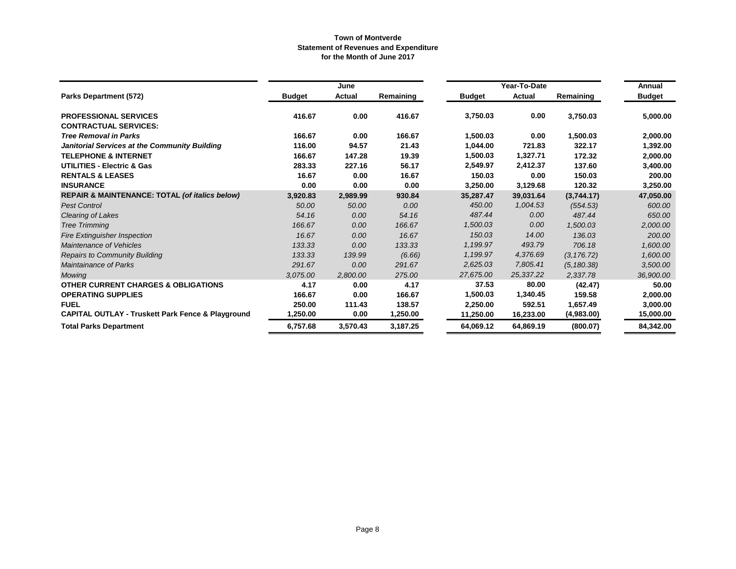**Town of Montverde**
**Statement of Revenues and Expenditure**
**for the Month of June 2017**

| | June | | | Year-To-Date | | | Annual |
|---|---|---|---|---|---|---|---|
| **Parks Department (572)** | **Budget** | **Actual** | **Remaining** | **Budget** | **Actual** | **Remaining** | **Budget** |
| **PROFESSIONAL SERVICES** | **416.67** | **0.00** | **416.67** | **3,750.03** | **0.00** | **3,750.03** | **5,000.00** |
| **CONTRACTUAL SERVICES:** | | | | | | | |
| ***Tree Removal in Parks*** | **166.67** | **0.00** | **166.67** | **1,500.03** | **0.00** | **1,500.03** | **2,000.00** |
| ***Janitorial Services at the Community Building*** | **116.00** | **94.57** | **21.43** | **1,044.00** | **721.83** | **322.17** | **1,392.00** |
| **TELEPHONE & INTERNET** | **166.67** | **147.28** | **19.39** | **1,500.03** | **1,327.71** | **172.32** | **2,000.00** |
| **UTILITIES - Electric & Gas** | **283.33** | **227.16** | **56.17** | **2,549.97** | **2,412.37** | **137.60** | **3,400.00** |
| **RENTALS & LEASES** | **16.67** | **0.00** | **16.67** | **150.03** | **0.00** | **150.03** | **200.00** |
| **INSURANCE** | **0.00** | **0.00** | **0.00** | **3,250.00** | **3,129.68** | **120.32** | **3,250.00** |
| **REPAIR & MAINTENANCE: TOTAL *(of italics below)*** | **3,920.83** | **2,989.99** | **930.84** | **35,287.47** | **39,031.64** | **(3,744.17)** | **47,050.00** |
| *Pest Control* | *50.00* | *50.00* | *0.00* | *450.00* | *1,004.53* | *(554.53)* | *600.00* |
| *Clearing of Lakes* | *54.16* | *0.00* | *54.16* | *487.44* | *0.00* | *487.44* | *650.00* |
| *Tree Trimming* | *166.67* | *0.00* | *166.67* | *1,500.03* | *0.00* | *1,500.03* | *2,000.00* |
| *Fire Extinguisher Inspection* | *16.67* | *0.00* | *16.67* | *150.03* | *14.00* | *136.03* | *200.00* |
| *Maintenance of Vehicles* | *133.33* | *0.00* | *133.33* | *1,199.97* | *493.79* | *706.18* | *1,600.00* |
| *Repairs to Community Building* | *133.33* | *139.99* | *(6.66)* | *1,199.97* | *4,376.69* | *(3,176.72)* | *1,600.00* |
| *Maintainance of Parks* | *291.67* | *0.00* | *291.67* | *2,625.03* | *7,805.41* | *(5,180.38)* | *3,500.00* |
| *Mowing* | *3,075.00* | *2,800.00* | *275.00* | *27,675.00* | *25,337.22* | *2,337.78* | *36,900.00* |
| **OTHER CURRENT CHARGES & OBLIGATIONS** | **4.17** | **0.00** | **4.17** | **37.53** | **80.00** | **(42.47)** | **50.00** |
| **OPERATING SUPPLIES** | **166.67** | **0.00** | **166.67** | **1,500.03** | **1,340.45** | **159.58** | **2,000.00** |
| **FUEL** | **250.00** | **111.43** | **138.57** | **2,250.00** | **592.51** | **1,657.49** | **3,000.00** |
| **CAPITAL OUTLAY - Truskett Park Fence & Playground** | **1,250.00** | **0.00** | **1,250.00** | **11,250.00** | **16,233.00** | **(4,983.00)** | **15,000.00** |
| **Total Parks Department** | **6,757.68** | **3,570.43** | **3,187.25** | **64,069.12** | **64,869.19** | **(800.07)** | **84,342.00** |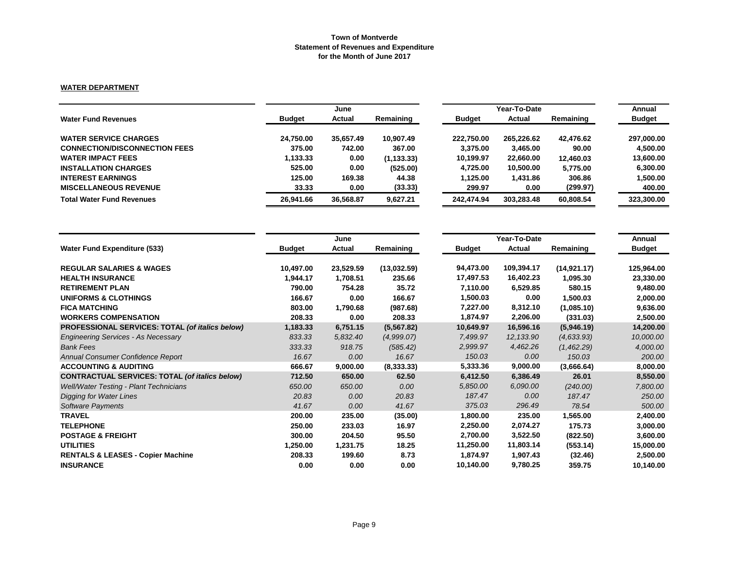**Town of Montverde**
**Statement of Revenues and Expenditure**
**for the Month of June 2017**

**WATER DEPARTMENT**

| Water Fund Revenues | June | | | Year-To-Date | | | Annual |
|---|---|---|---|---|---|---|---|
| | Budget | Actual | Remaining | Budget | Actual | Remaining | Budget |
| **WATER SERVICE CHARGES** | 24,750.00 | 35,657.49 | 10,907.49 | 222,750.00 | 265,226.62 | 42,476.62 | 297,000.00 |
| **CONNECTION/DISCONNECTION FEES** | 375.00 | 742.00 | 367.00 | 3,375.00 | 3,465.00 | 90.00 | 4,500.00 |
| **WATER IMPACT FEES** | 1,133.33 | 0.00 | (1,133.33) | 10,199.97 | 22,660.00 | 12,460.03 | 13,600.00 |
| **INSTALLATION CHARGES** | 525.00 | 0.00 | (525.00) | 4,725.00 | 10,500.00 | 5,775.00 | 6,300.00 |
| **INTEREST EARNINGS** | 125.00 | 169.38 | 44.38 | 1,125.00 | 1,431.86 | 306.86 | 1,500.00 |
| **MISCELLANEOUS REVENUE** | 33.33 | 0.00 | (33.33) | 299.97 | 0.00 | (299.97) | 400.00 |
| **Total Water Fund Revenues** | 26,941.66 | 36,568.87 | 9,627.21 | 242,474.94 | 303,283.48 | 60,808.54 | 323,300.00 |

| Water Fund Expenditure (533) | June | | | Year-To-Date | | | Annual |
|---|---|---|---|---|---|---|---|
| | Budget | Actual | Remaining | Budget | Actual | Remaining | Budget |
| **REGULAR SALARIES & WAGES** | 10,497.00 | 23,529.59 | (13,032.59) | 94,473.00 | 109,394.17 | (14,921.17) | 125,964.00 |
| **HEALTH INSURANCE** | 1,944.17 | 1,708.51 | 235.66 | 17,497.53 | 16,402.23 | 1,095.30 | 23,330.00 |
| **RETIREMENT PLAN** | 790.00 | 754.28 | 35.72 | 7,110.00 | 6,529.85 | 580.15 | 9,480.00 |
| **UNIFORMS & CLOTHINGS** | 166.67 | 0.00 | 166.67 | 1,500.03 | 0.00 | 1,500.03 | 2,000.00 |
| **FICA MATCHING** | 803.00 | 1,790.68 | (987.68) | 7,227.00 | 8,312.10 | (1,085.10) | 9,636.00 |
| **WORKERS COMPENSATION** | 208.33 | 0.00 | 208.33 | 1,874.97 | 2,206.00 | (331.03) | 2,500.00 |
| **PROFESSIONAL SERVICES: TOTAL *(of italics below)*** | 1,183.33 | 6,751.15 | (5,567.82) | 10,649.97 | 16,596.16 | (5,946.19) | 14,200.00 |
| *Engineering Services - As Necessary* | *833.33* | *5,832.40* | *(4,999.07)* | *7,499.97* | *12,133.90* | *(4,633.93)* | *10,000.00* |
| *Bank Fees* | *333.33* | *918.75* | *(585.42)* | *2,999.97* | *4,462.26* | *(1,462.29)* | *4,000.00* |
| *Annual Consumer Confidence Report* | *16.67* | *0.00* | *16.67* | *150.03* | *0.00* | *150.03* | *200.00* |
| **ACCOUNTING & AUDITING** | 666.67 | 9,000.00 | (8,333.33) | 5,333.36 | 9,000.00 | (3,666.64) | 8,000.00 |
| **CONTRACTUAL SERVICES: TOTAL *(of italics below)*** | 712.50 | 650.00 | 62.50 | 6,412.50 | 6,386.49 | 26.01 | 8,550.00 |
| *Well/Water Testing - Plant Technicians* | *650.00* | *650.00* | *0.00* | *5,850.00* | *6,090.00* | *(240.00)* | *7,800.00* |
| *Digging for Water Lines* | *20.83* | *0.00* | *20.83* | *187.47* | *0.00* | *187.47* | *250.00* |
| *Software Payments* | *41.67* | *0.00* | *41.67* | *375.03* | *296.49* | *78.54* | *500.00* |
| **TRAVEL** | 200.00 | 235.00 | (35.00) | 1,800.00 | 235.00 | 1,565.00 | 2,400.00 |
| **TELEPHONE** | 250.00 | 233.03 | 16.97 | 2,250.00 | 2,074.27 | 175.73 | 3,000.00 |
| **POSTAGE & FREIGHT** | 300.00 | 204.50 | 95.50 | 2,700.00 | 3,522.50 | (822.50) | 3,600.00 |
| **UTILITIES** | 1,250.00 | 1,231.75 | 18.25 | 11,250.00 | 11,803.14 | (553.14) | 15,000.00 |
| **RENTALS & LEASES - Copier Machine** | 208.33 | 199.60 | 8.73 | 1,874.97 | 1,907.43 | (32.46) | 2,500.00 |
| **INSURANCE** | 0.00 | 0.00 | 0.00 | 10,140.00 | 9,780.25 | 359.75 | 10,140.00 |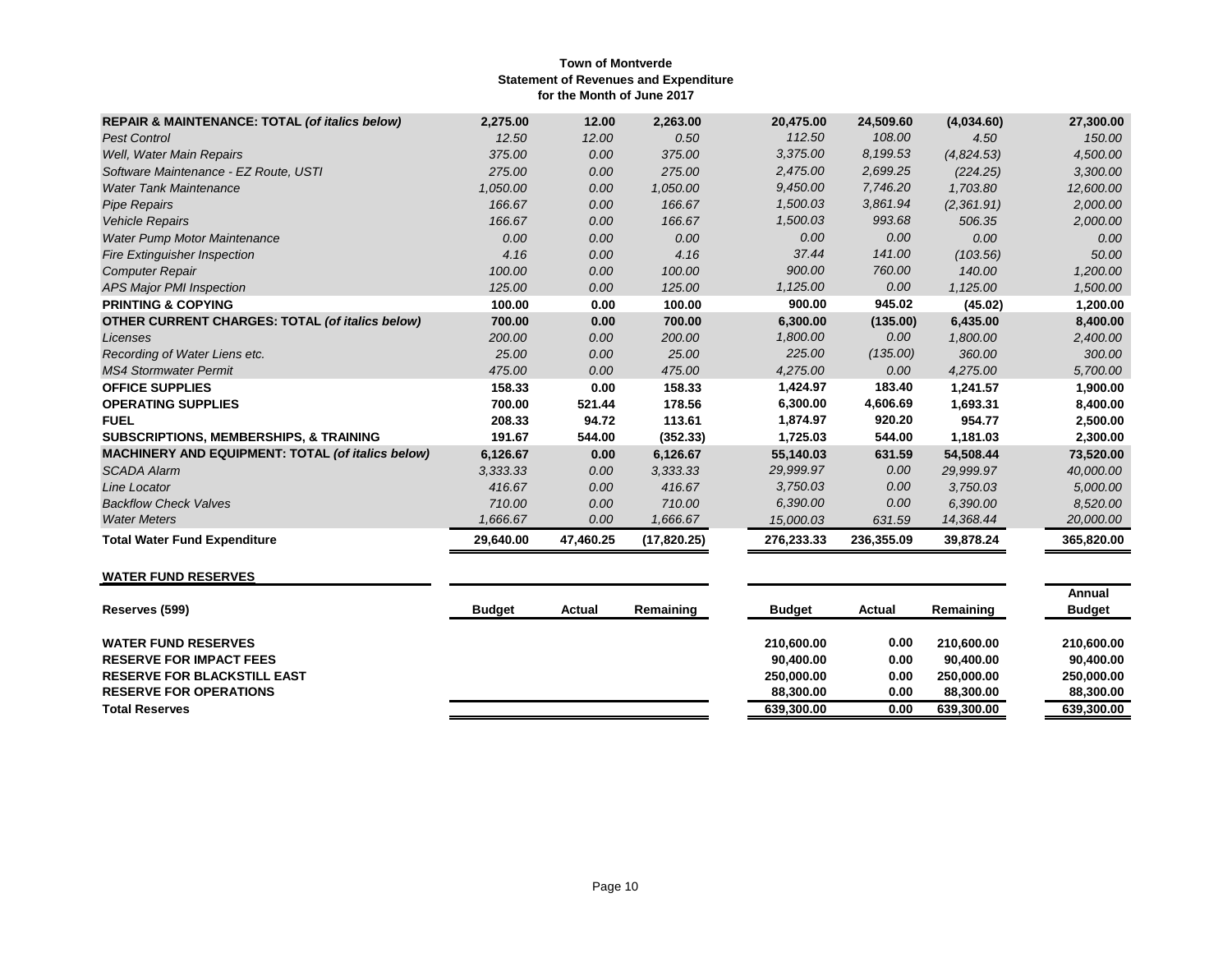**Town of Montverde**
**Statement of Revenues and Expenditure**
**for the Month of June 2017**

| | | | | | | | |
|---|---|---|---|---|---|---|---|
| **REPAIR & MAINTENANCE: TOTAL *(of italics below)*** | **2,275.00** | **12.00** | **2,263.00** | **20,475.00** | **24,509.60** | **(4,034.60)** | **27,300.00** |
| *Pest Control* | *12.50* | *12.00* | *0.50* | *112.50* | *108.00* | *4.50* | *150.00* |
| *Well, Water Main Repairs* | *375.00* | *0.00* | *375.00* | *3,375.00* | *8,199.53* | *(4,824.53)* | *4,500.00* |
| *Software Maintenance - EZ Route, USTI* | *275.00* | *0.00* | *275.00* | *2,475.00* | *2,699.25* | *(224.25)* | *3,300.00* |
| *Water Tank Maintenance* | *1,050.00* | *0.00* | *1,050.00* | *9,450.00* | *7,746.20* | *1,703.80* | *12,600.00* |
| *Pipe Repairs* | *166.67* | *0.00* | *166.67* | *1,500.03* | *3,861.94* | *(2,361.91)* | *2,000.00* |
| *Vehicle Repairs* | *166.67* | *0.00* | *166.67* | *1,500.03* | *993.68* | *506.35* | *2,000.00* |
| *Water Pump Motor Maintenance* | *0.00* | *0.00* | *0.00* | *0.00* | *0.00* | *0.00* | *0.00* |
| *Fire Extinguisher Inspection* | *4.16* | *0.00* | *4.16* | *37.44* | *141.00* | *(103.56)* | *50.00* |
| *Computer Repair* | *100.00* | *0.00* | *100.00* | *900.00* | *760.00* | *140.00* | *1,200.00* |
| *APS Major PMI Inspection* | *125.00* | *0.00* | *125.00* | *1,125.00* | *0.00* | *1,125.00* | *1,500.00* |
| **PRINTING & COPYING** | **100.00** | **0.00** | **100.00** | **900.00** | **945.02** | **(45.02)** | **1,200.00** |
| **OTHER CURRENT CHARGES: TOTAL *(of italics below)*** | **700.00** | **0.00** | **700.00** | **6,300.00** | **(135.00)** | **6,435.00** | **8,400.00** |
| *Licenses* | *200.00* | *0.00* | *200.00* | *1,800.00* | *0.00* | *1,800.00* | *2,400.00* |
| *Recording of Water Liens etc.* | *25.00* | *0.00* | *25.00* | *225.00* | *(135.00)* | *360.00* | *300.00* |
| *MS4 Stormwater Permit* | *475.00* | *0.00* | *475.00* | *4,275.00* | *0.00* | *4,275.00* | *5,700.00* |
| **OFFICE SUPPLIES** | **158.33** | **0.00** | **158.33** | **1,424.97** | **183.40** | **1,241.57** | **1,900.00** |
| **OPERATING SUPPLIES** | **700.00** | **521.44** | **178.56** | **6,300.00** | **4,606.69** | **1,693.31** | **8,400.00** |
| **FUEL** | **208.33** | **94.72** | **113.61** | **1,874.97** | **920.20** | **954.77** | **2,500.00** |
| **SUBSCRIPTIONS, MEMBERSHIPS, & TRAINING** | **191.67** | **544.00** | **(352.33)** | **1,725.03** | **544.00** | **1,181.03** | **2,300.00** |
| **MACHINERY AND EQUIPMENT: TOTAL *(of italics below)*** | **6,126.67** | **0.00** | **6,126.67** | **55,140.03** | **631.59** | **54,508.44** | **73,520.00** |
| *SCADA Alarm* | *3,333.33* | *0.00* | *3,333.33* | *29,999.97* | *0.00* | *29,999.97* | *40,000.00* |
| *Line Locator* | *416.67* | *0.00* | *416.67* | *3,750.03* | *0.00* | *3,750.03* | *5,000.00* |
| *Backflow Check Valves* | *710.00* | *0.00* | *710.00* | *6,390.00* | *0.00* | *6,390.00* | *8,520.00* |
| *Water Meters* | *1,666.67* | *0.00* | *1,666.67* | *15,000.03* | *631.59* | *14,368.44* | *20,000.00* |
| **Total Water Fund Expenditure** | **29,640.00** | **47,460.25** | **(17,820.25)** | **276,233.33** | **236,355.09** | **39,878.24** | **365,820.00** |

**WATER FUND RESERVES**

| Reserves (599) | Budget | Actual | Remaining | Budget | Actual | Remaining | Annual Budget |
|---|---|---|---|---|---|---|---|
| **WATER FUND RESERVES** | | | | **210,600.00** | **0.00** | **210,600.00** | **210,600.00** |
| **RESERVE FOR IMPACT FEES** | | | | **90,400.00** | **0.00** | **90,400.00** | **90,400.00** |
| **RESERVE FOR BLACKSTILL EAST** | | | | **250,000.00** | **0.00** | **250,000.00** | **250,000.00** |
| **RESERVE FOR OPERATIONS** | | | | **88,300.00** | **0.00** | **88,300.00** | **88,300.00** |
| **Total Reserves** | | | | **639,300.00** | **0.00** | **639,300.00** | **639,300.00** |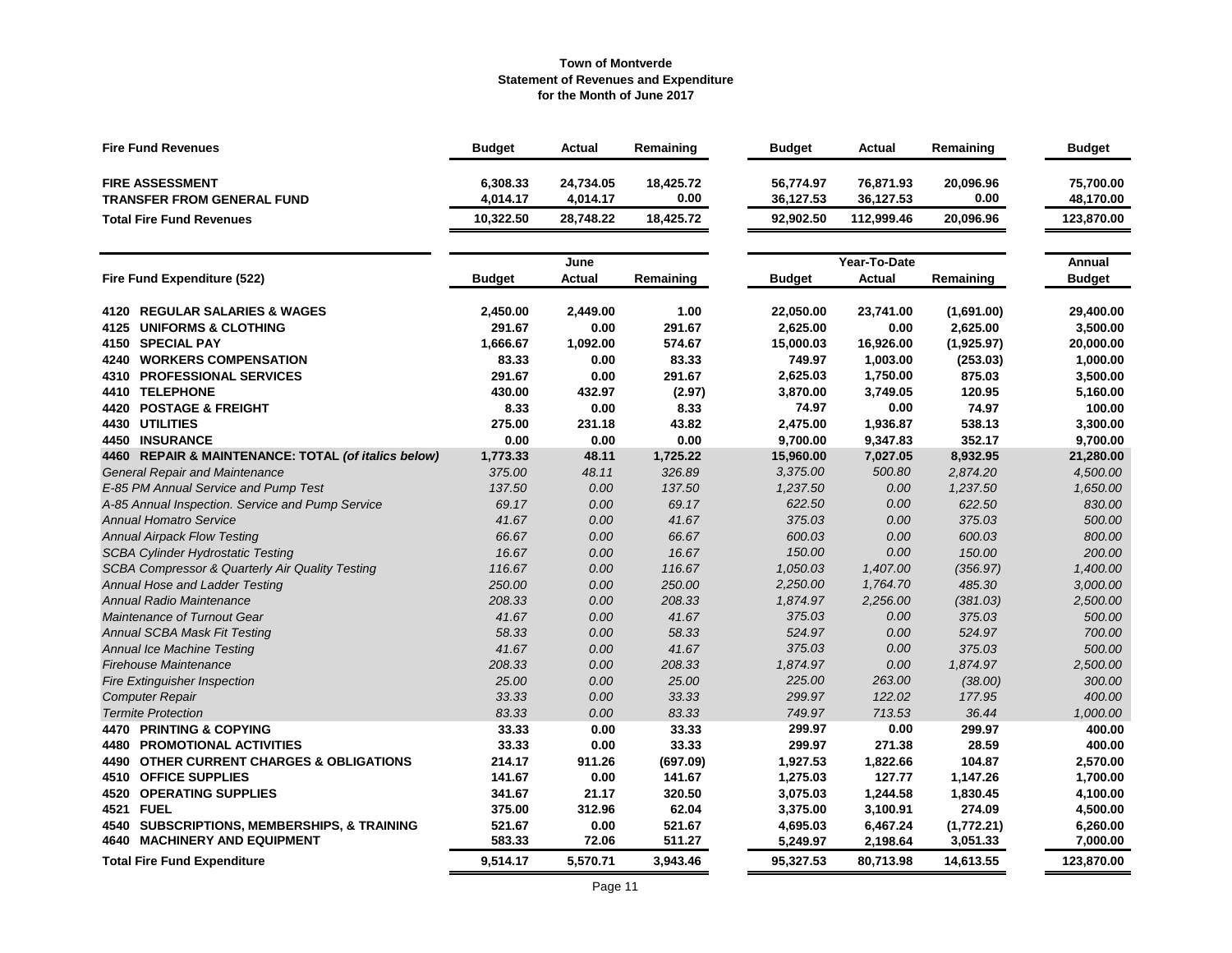**Town of Montverde**
**Statement of Revenues and Expenditure**
**for the Month of June 2017**

| Fire Fund Revenues | Budget | Actual | Remaining | Budget | Actual | Remaining | Budget |
|---|---|---|---|---|---|---|---|
| FIRE ASSESSMENT | 6,308.33 | 24,734.05 | 18,425.72 | 56,774.97 | 76,871.93 | 20,096.96 | 75,700.00 |
| TRANSFER FROM GENERAL FUND | 4,014.17 | 4,014.17 | 0.00 | 36,127.53 | 36,127.53 | 0.00 | 48,170.00 |
| **Total Fire Fund Revenues** | 10,322.50 | 28,748.22 | 18,425.72 | 92,902.50 | 112,999.46 | 20,096.96 | 123,870.00 |

| | June | | | Year-To-Date | | | Annual |
|---|---|---|---|---|---|---|---|
| **Fire Fund Expenditure (522)** | **Budget** | **Actual** | **Remaining** | **Budget** | **Actual** | **Remaining** | **Budget** |
| 4120 REGULAR SALARIES & WAGES | 2,450.00 | 2,449.00 | 1.00 | 22,050.00 | 23,741.00 | (1,691.00) | 29,400.00 |
| 4125 UNIFORMS & CLOTHING | 291.67 | 0.00 | 291.67 | 2,625.00 | 0.00 | 2,625.00 | 3,500.00 |
| 4150 SPECIAL PAY | 1,666.67 | 1,092.00 | 574.67 | 15,000.03 | 16,926.00 | (1,925.97) | 20,000.00 |
| 4240 WORKERS COMPENSATION | 83.33 | 0.00 | 83.33 | 749.97 | 1,003.00 | (253.03) | 1,000.00 |
| 4310 PROFESSIONAL SERVICES | 291.67 | 0.00 | 291.67 | 2,625.03 | 1,750.00 | 875.03 | 3,500.00 |
| 4410 TELEPHONE | 430.00 | 432.97 | (2.97) | 3,870.00 | 3,749.05 | 120.95 | 5,160.00 |
| 4420 POSTAGE & FREIGHT | 8.33 | 0.00 | 8.33 | 74.97 | 0.00 | 74.97 | 100.00 |
| 4430 UTILITIES | 275.00 | 231.18 | 43.82 | 2,475.00 | 1,936.87 | 538.13 | 3,300.00 |
| 4450 INSURANCE | 0.00 | 0.00 | 0.00 | 9,700.00 | 9,347.83 | 352.17 | 9,700.00 |
| 4460 REPAIR & MAINTENANCE: TOTAL *(of italics below)* | 1,773.33 | 48.11 | 1,725.22 | 15,960.00 | 7,027.05 | 8,932.95 | 21,280.00 |
| *General Repair and Maintenance* | *375.00* | *48.11* | *326.89* | *3,375.00* | *500.80* | *2,874.20* | *4,500.00* |
| *E-85 PM Annual Service and Pump Test* | *137.50* | *0.00* | *137.50* | *1,237.50* | *0.00* | *1,237.50* | *1,650.00* |
| *A-85 Annual Inspection. Service and Pump Service* | *69.17* | *0.00* | *69.17* | *622.50* | *0.00* | *622.50* | *830.00* |
| *Annual Homatro Service* | *41.67* | *0.00* | *41.67* | *375.03* | *0.00* | *375.03* | *500.00* |
| *Annual Airpack Flow Testing* | *66.67* | *0.00* | *66.67* | *600.03* | *0.00* | *600.03* | *800.00* |
| *SCBA Cylinder Hydrostatic Testing* | *16.67* | *0.00* | *16.67* | *150.00* | *0.00* | *150.00* | *200.00* |
| *SCBA Compressor & Quarterly Air Quality Testing* | *116.67* | *0.00* | *116.67* | *1,050.03* | *1,407.00* | *(356.97)* | *1,400.00* |
| *Annual Hose and Ladder Testing* | *250.00* | *0.00* | *250.00* | *2,250.00* | *1,764.70* | *485.30* | *3,000.00* |
| *Annual Radio Maintenance* | *208.33* | *0.00* | *208.33* | *1,874.97* | *2,256.00* | *(381.03)* | *2,500.00* |
| *Maintenance of Turnout Gear* | *41.67* | *0.00* | *41.67* | *375.03* | *0.00* | *375.03* | *500.00* |
| *Annual SCBA Mask Fit Testing* | *58.33* | *0.00* | *58.33* | *524.97* | *0.00* | *524.97* | *700.00* |
| *Annual Ice Machine Testing* | *41.67* | *0.00* | *41.67* | *375.03* | *0.00* | *375.03* | *500.00* |
| *Firehouse Maintenance* | *208.33* | *0.00* | *208.33* | *1,874.97* | *0.00* | *1,874.97* | *2,500.00* |
| *Fire Extinguisher Inspection* | *25.00* | *0.00* | *25.00* | *225.00* | *263.00* | *(38.00)* | *300.00* |
| *Computer Repair* | *33.33* | *0.00* | *33.33* | *299.97* | *122.02* | *177.95* | *400.00* |
| *Termite Protection* | *83.33* | *0.00* | *83.33* | *749.97* | *713.53* | *36.44* | *1,000.00* |
| 4470 PRINTING & COPYING | 33.33 | 0.00 | 33.33 | 299.97 | 0.00 | 299.97 | 400.00 |
| 4480 PROMOTIONAL ACTIVITIES | 33.33 | 0.00 | 33.33 | 299.97 | 271.38 | 28.59 | 400.00 |
| 4490 OTHER CURRENT CHARGES & OBLIGATIONS | 214.17 | 911.26 | (697.09) | 1,927.53 | 1,822.66 | 104.87 | 2,570.00 |
| 4510 OFFICE SUPPLIES | 141.67 | 0.00 | 141.67 | 1,275.03 | 127.77 | 1,147.26 | 1,700.00 |
| 4520 OPERATING SUPPLIES | 341.67 | 21.17 | 320.50 | 3,075.03 | 1,244.58 | 1,830.45 | 4,100.00 |
| 4521 FUEL | 375.00 | 312.96 | 62.04 | 3,375.00 | 3,100.91 | 274.09 | 4,500.00 |
| 4540 SUBSCRIPTIONS, MEMBERSHIPS, & TRAINING | 521.67 | 0.00 | 521.67 | 4,695.03 | 6,467.24 | (1,772.21) | 6,260.00 |
| 4640 MACHINERY AND EQUIPMENT | 583.33 | 72.06 | 511.27 | 5,249.97 | 2,198.64 | 3,051.33 | 7,000.00 |
| **Total Fire Fund Expenditure** | 9,514.17 | 5,570.71 | 3,943.46 | 95,327.53 | 80,713.98 | 14,613.55 | 123,870.00 |